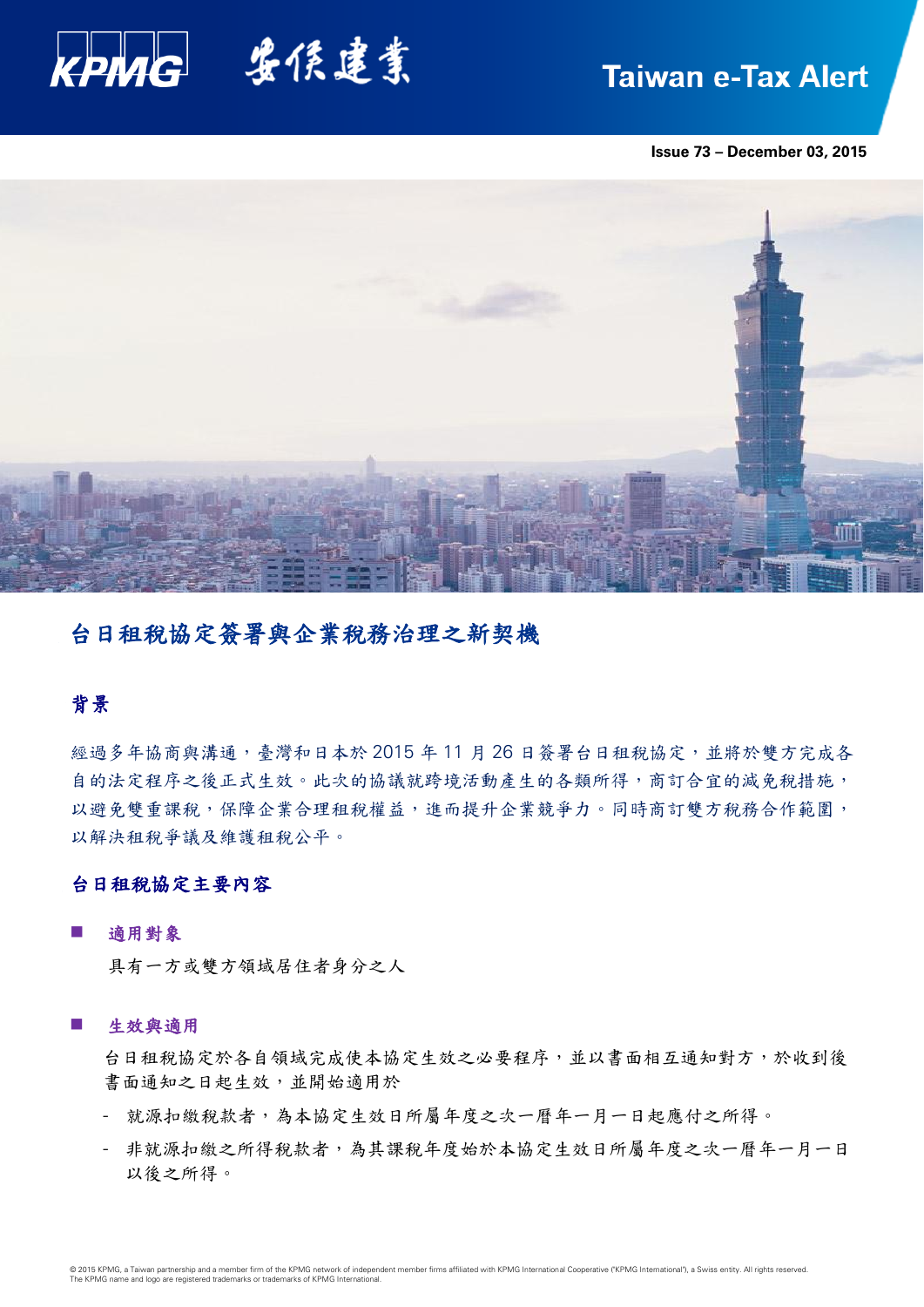Taiwan e-Tax Alert

Issue 73 – December 03, 2015

# 台日租稅協定簽署與企業稅務治理之新契機

## 背景

經過多年協商與溝通，臺灣和日本於 2015 年 11 月 26 日簽署台日租稅協定，並將於雙方完成各自的法定程序之後正式生效。此次的協議就跨境活動產生的各類所得，商訂合宜的減免稅措施，以避免雙重課稅，保障企業合理租稅權益，進而提升企業競爭力。同時商訂雙方稅務合作範圍，以解決租稅爭議及維護租稅公平。

## 台日租稅協定主要內容

### 適用對象

具有一方或雙方領域居住者身分之人

### 生效與適用

台日租稅協定於各自領域完成使本協定生效之必要程序，並以書面相互通知對方，於收到後書面通知之日起生效，並開始適用於

- 就源扣繳稅款者，為本協定生效日所屬年度之次一曆年一月一日起應付之所得。
- 非就源扣繳之所得稅款者，為其課稅年度始於本協定生效日所屬年度之次一曆年一月一日以後之所得。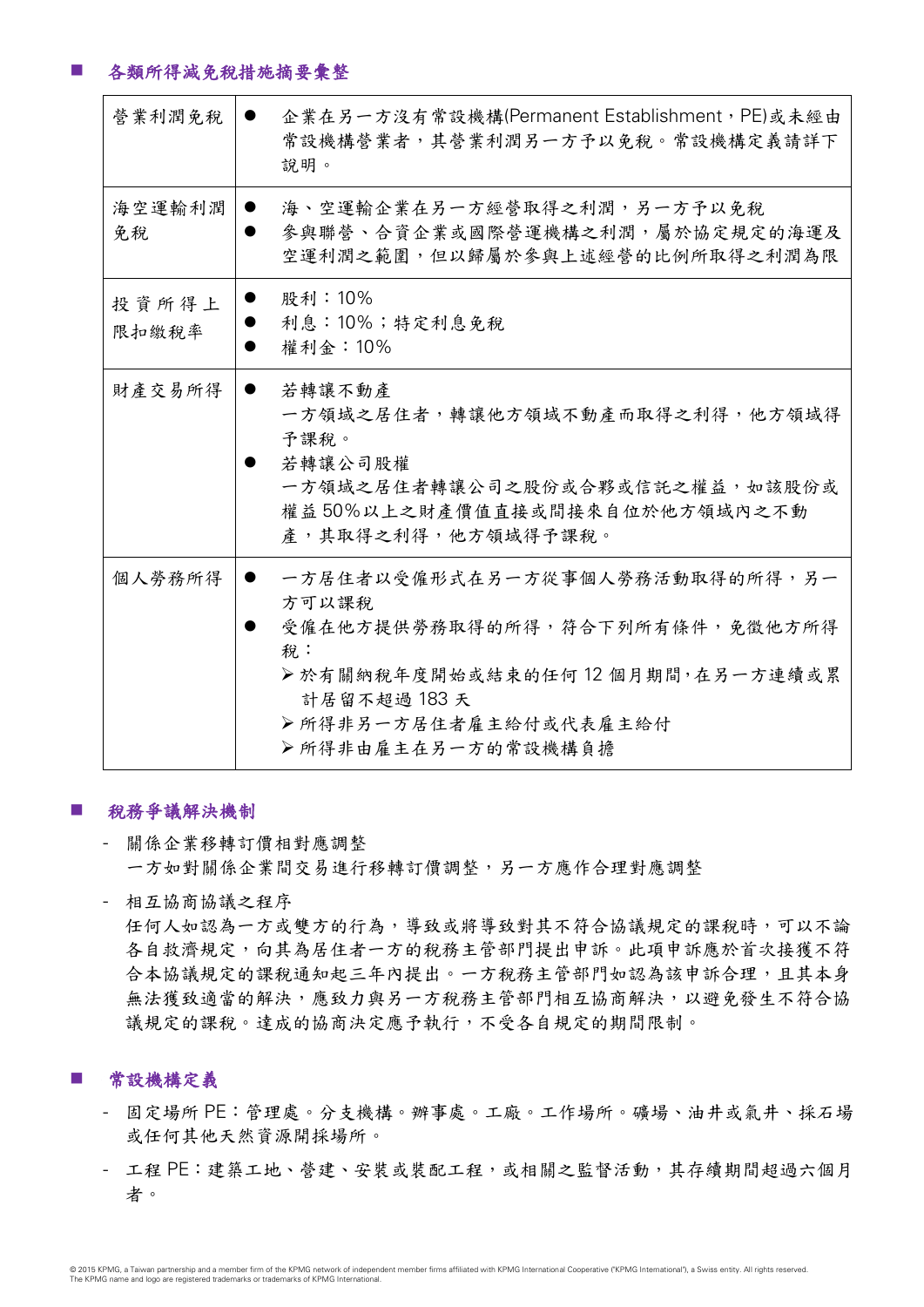## 各類所得減免稅措施摘要彙整

| | |
|---|---|
| 營業利潤免稅 | ● 企業在另一方沒有常設機構(Permanent Establishment，PE)或未經由常設機構營業者，其營業利潤另一方予以免稅。常設機構定義請詳下說明。 |
| 海空運輸利潤免稅 | ● 海、空運輸企業在另一方經營取得之利潤，另一方予以免稅<br>● 參與聯營、合資企業或國際營運機構之利潤，屬於協定規定的海運及空運利潤之範圍，但以歸屬於參與上述經營的比例所取得之利潤為限 |
| 投資所得上限扣繳稅率 | ● 股利：10%<br>● 利息：10%；特定利息免稅<br>● 權利金：10% |
| 財產交易所得 | ● 若轉讓不動產<br>一方領域之居住者，轉讓他方領域不動產而取得之利得，他方領域得予課稅。<br>● 若轉讓公司股權<br>一方領域之居住者轉讓公司之股份或合夥或信託之權益，如該股份或權益 50%以上之財產價值直接或間接來自位於他方領域內之不動產，其取得之利得，他方領域得予課稅。 |
| 個人勞務所得 | ● 一方居住者以受僱形式在另一方從事個人勞務活動取得的所得，另一方可以課稅<br>● 受僱在他方提供勞務取得的所得，符合下列所有條件，免徵他方所得稅：<br>➢ 於有關納稅年度開始或結束的任何 12 個月期間，在另一方連續或累計居留不超過 183 天<br>➢ 所得非另一方居住者雇主給付或代表雇主給付<br>➢ 所得非由雇主在另一方的常設機構負擔 |

## 稅務爭議解決機制

- 關係企業移轉訂價相對應調整
  一方如對關係企業間交易進行移轉訂價調整，另一方應作合理對應調整
- 相互協商協議之程序
  任何人如認為一方或雙方的行為，導致或將導致對其不符合協議規定的課稅時，可以不論各自救濟規定，向其為居住者一方的稅務主管部門提出申訴。此項申訴應於首次接獲不符合本協議規定的課稅通知起三年內提出。一方稅務主管部門如認為該申訴合理，且其本身無法獲致適當的解決，應致力與另一方稅務主管部門相互協商解決，以避免發生不符合協議規定的課稅。達成的協商決定應予執行，不受各自規定的期間限制。

## 常設機構定義

- 固定場所 PE：管理處。分支機構。辦事處。工廠。工作場所。礦場、油井或氣井、採石場或任何其他天然資源開採場所。
- 工程 PE：建築工地、營建、安裝或裝配工程，或相關之監督活動，其存續期間超過六個月者。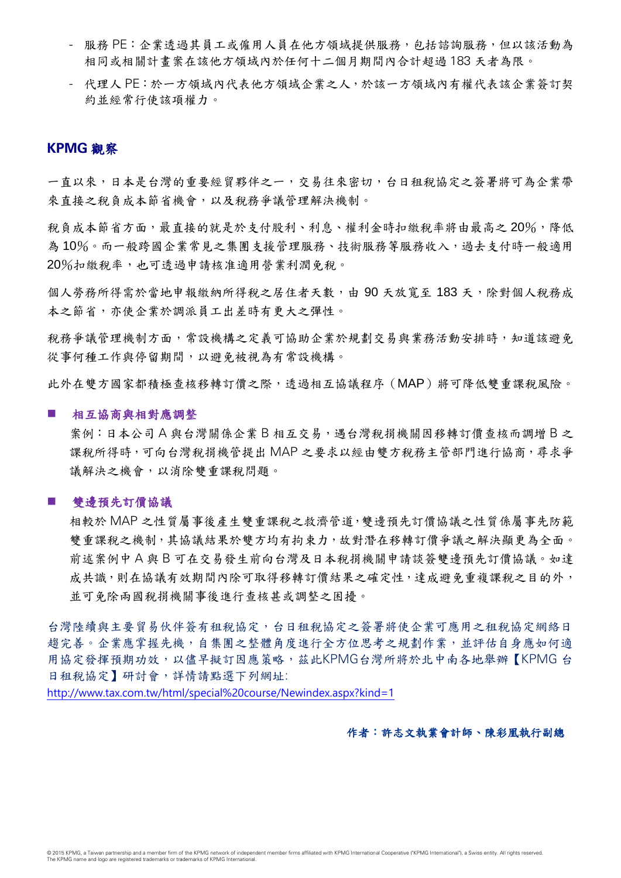- 服務 PE：企業透過其員工或僱用人員在他方領域提供服務，包括諮詢服務，但以該活動為相同或相關計畫案在該他方領域內於任何十二個月期間內合計超過 183 天者為限。
- 代理人 PE：於一方領域內代表他方領域企業之人，於該一方領域內有權代表該企業簽訂契約並經常行使該項權力。

## KPMG 觀察

一直以來，日本是台灣的重要經貿夥伴之一，交易往來密切，台日租稅協定之簽署將可為企業帶來直接之稅負成本節省機會，以及稅務爭議管理解決機制。

稅負成本節省方面，最直接的就是於支付股利、利息、權利金時扣繳稅率將由最高之 20%，降低為 10%。而一般跨國企業常見之集團支援管理服務、技術服務等服務收入，過去支付時一般適用 20%扣繳稅率，也可透過申請核准適用營業利潤免稅。

個人勞務所得需於當地申報繳納所得稅之居住者天數，由 90 天放寬至 183 天，除對個人稅務成本之節省，亦使企業於調派員工出差時有更大之彈性。

稅務爭議管理機制方面，常設機構之定義可協助企業於規劃交易與業務活動安排時，知道該避免從事何種工作與停留期間，以避免被視為有常設機構。

此外在雙方國家都積極查核移轉訂價之際，透過相互協議程序（MAP）將可降低雙重課稅風險。

### ■ 相互協商與相對應調整

案例：日本公司 A 與台灣關係企業 B 相互交易，遇台灣稅捐機關因移轉訂價查核而調增 B 之課稅所得時，可向台灣稅捐機管提出 MAP 之要求以經由雙方稅務主管部門進行協商，尋求爭議解決之機會，以消除雙重課稅問題。

### ■ 雙邊預先訂價協議

相較於 MAP 之性質屬事後產生雙重課稅之救濟管道，雙邊預先訂價協議之性質係屬事先防範雙重課稅之機制，其協議結果於雙方均有拘束力，故對潛在移轉訂價爭議之解決顯更為全面。前述案例中 A 與 B 可在交易發生前向台灣及日本稅捐機關申請談簽雙邊預先訂價協議。如達成共識，則在協議有效期間內除可取得移轉訂價結果之確定性，達成避免重複課稅之目的外，並可免除兩國稅捐機關事後進行查核甚或調整之困擾。

台灣陸續與主要貿易伙伴簽有租稅協定，台日租稅協定之簽署將使企業可應用之租稅協定網絡日趨完善。企業應掌握先機，自集團之整體角度進行全方位思考之規劃作業，並評估自身應如何適用協定發揮預期功效，以儘早擬訂因應策略，茲此KPMG台灣所將於北中南各地舉辦【KPMG 台日租稅協定】研討會，詳情請點選下列網址:

http://www.tax.com.tw/html/special%20course/Newindex.aspx?kind=1

**作者：許志文執業會計師、陳彩凰執行副總**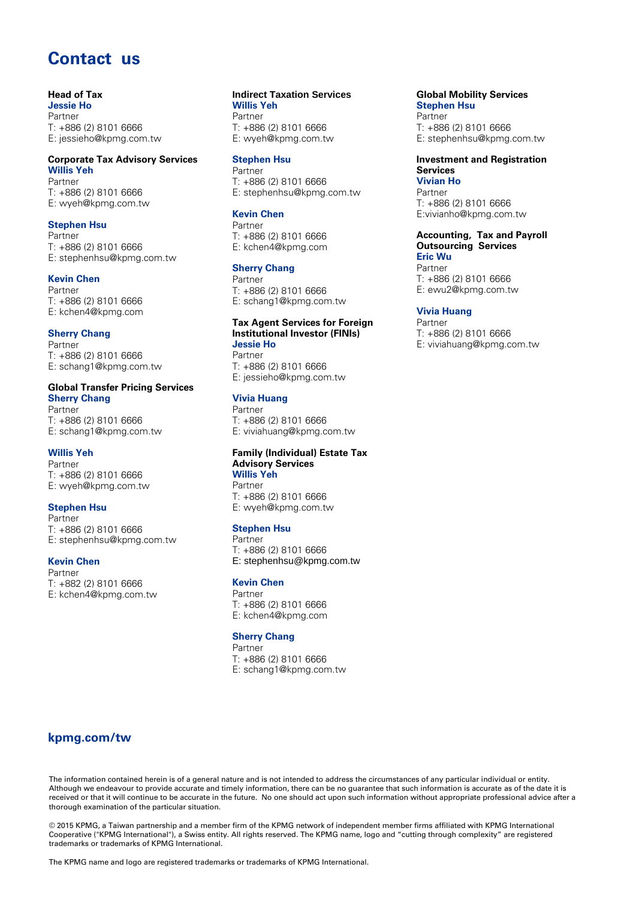# Contact us

**Head of Tax**
**Jessie Ho**
Partner
T: +886 (2) 8101 6666
E: jessieho@kpmg.com.tw

**Corporate Tax Advisory Services**
**Willis Yeh**
Partner
T: +886 (2) 8101 6666
E: wyeh@kpmg.com.tw

**Stephen Hsu**
Partner
T: +886 (2) 8101 6666
E: stephenhsu@kpmg.com.tw

**Kevin Chen**
Partner
T: +886 (2) 8101 6666
E: kchen4@kpmg.com

**Sherry Chang**
Partner
T: +886 (2) 8101 6666
E: schang1@kpmg.com.tw

**Global Transfer Pricing Services**
**Sherry Chang**
Partner
T: +886 (2) 8101 6666
E: schang1@kpmg.com.tw

**Willis Yeh**
Partner
T: +886 (2) 8101 6666
E: wyeh@kpmg.com.tw

**Stephen Hsu**
Partner
T: +886 (2) 8101 6666
E: stephenhsu@kpmg.com.tw

**Kevin Chen**
Partner
T: +882 (2) 8101 6666
E: kchen4@kpmg.com.tw

**Indirect Taxation Services**
**Willis Yeh**
Partner
T: +886 (2) 8101 6666
E: wyeh@kpmg.com.tw

**Stephen Hsu**
Partner
T: +886 (2) 8101 6666
E: stephenhsu@kpmg.com.tw

**Kevin Chen**
Partner
T: +886 (2) 8101 6666
E: kchen4@kpmg.com

**Sherry Chang**
Partner
T: +886 (2) 8101 6666
E: schang1@kpmg.com.tw

**Tax Agent Services for Foreign Institutional Investor (FINIs)**
**Jessie Ho**
Partner
T: +886 (2) 8101 6666
E: jessieho@kpmg.com.tw

**Vivia Huang**
Partner
T: +886 (2) 8101 6666
E: viviahuang@kpmg.com.tw

**Family (Individual) Estate Tax Advisory Services**
**Willis Yeh**
Partner
T: +886 (2) 8101 6666
E: wyeh@kpmg.com.tw

**Stephen Hsu**
Partner
T: +886 (2) 8101 6666
E: stephenhsu@kpmg.com.tw

**Kevin Chen**
Partner
T: +886 (2) 8101 6666
E: kchen4@kpmg.com

**Sherry Chang**
Partner
T: +886 (2) 8101 6666
E: schang1@kpmg.com.tw

**Global Mobility Services**
**Stephen Hsu**
Partner
T: +886 (2) 8101 6666
E: stephenhsu@kpmg.com.tw

**Investment and Registration Services**
**Vivian Ho**
Partner
T: +886 (2) 8101 6666
E:vivianho@kpmg.com.tw

**Accounting, Tax and Payroll Outsourcing Services**
**Eric Wu**
Partner
T: +886 (2) 8101 6666
E: ewu2@kpmg.com.tw

**Vivia Huang**
Partner
T: +886 (2) 8101 6666
E: viviahuang@kpmg.com.tw

**kpmg.com/tw**

The information contained herein is of a general nature and is not intended to address the circumstances of any particular individual or entity. Although we endeavour to provide accurate and timely information, there can be no guarantee that such information is accurate as of the date it is received or that it will continue to be accurate in the future. No one should act upon such information without appropriate professional advice after a thorough examination of the particular situation.

© 2015 KPMG, a Taiwan partnership and a member firm of the KPMG network of independent member firms affiliated with KPMG International Cooperative ("KPMG International"), a Swiss entity. All rights reserved. The KPMG name, logo and "cutting through complexity" are registered trademarks or trademarks of KPMG International.

The KPMG name and logo are registered trademarks or trademarks of KPMG International.